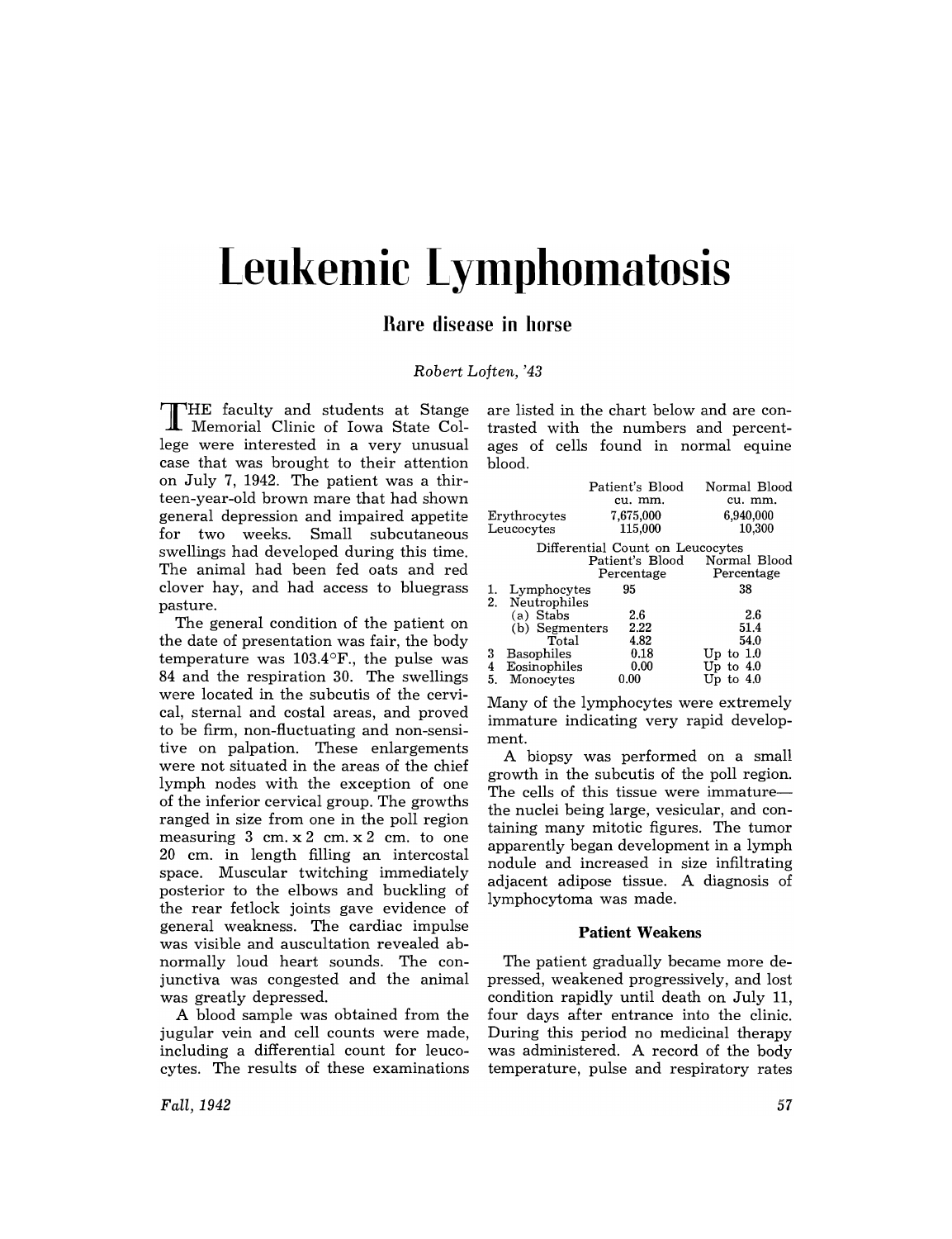# Leukemic Lymphomatosis

## Rare disease in horse

*Robert Loften, '43*

THE faculty and students at Stange Memorial Clinic of Iowa State College were interested in a very unusual case that was brought to their attention on July 7, 1942. The patient was a thirteen-year-old brown mare that had shown general depression and impaired appetite for two weeks. Small subcutaneous swellings had developed during this time. The animal had been fed oats and red clover hay, and had access to bluegrass pasture.

The general condition of the patient on the date of presentation was fair, the body temperature was 103.4°F., the pulse was 84 and the respiration 30. The swellings were located in the subcutis of the cervical, sternal and costal areas, and proved to be firm, non-fluctuating and non-sensitive on palpation. These enlargements were not situated in the areas of the chief lymph nodes with the exception of one of the inferior cervical group. The growths ranged in size from one in the poll region measuring 3 cm. x 2 cm. x 2 cm. to one 20 cm. in length filling an intercostal space. Muscular twitching immediately posterior to the elbows and buckling of the rear fetlock joints gave evidence of general weakness. The cardiac impulse was visible and auscultation revealed abnormally loud heart sounds. The conjunctiva was congested and the animal was greatly depressed.

A blood sample was obtained from the jugular vein and cell counts were made, including a differential count for leucocytes. The results of these examinations are listed in the chart below and are contrasted with the numbers and percentages of cells found in normal equine blood.

| | Patient's Blood cu. mm. | Normal Blood cu. mm. |
|---|---|---|
| Erythrocytes | 7,675,000 | 6,940,000 |
| Leucocytes | 115,000 | 10,300 |

Differential Count on Leucocytes

| | Patient's Blood Percentage | Normal Blood Percentage |
|---|---|---|
| 1. Lymphocytes | 95 | 38 |
| 2. Neutrophiles | | |
| (a) Stabs | 2.6 | 2.6 |
| (b) Segmenters | 2.22 | 51.4 |
| Total | 4.82 | 54.0 |
| 3 Basophiles | 0.18 | Up to 1.0 |
| 4 Eosinophiles | 0.00 | Up to 4.0 |
| 5. Monocytes | 0.00 | Up to 4.0 |

Many of the lymphocytes were extremely immature indicating very rapid development.

A biopsy was performed on a small growth in the subcutis of the poll region. The cells of this tissue were immature—the nuclei being large, vesicular, and containing many mitotic figures. The tumor apparently began development in a lymph nodule and increased in size infiltrating adjacent adipose tissue. A diagnosis of lymphocytoma was made.

### Patient Weakens

The patient gradually became more depressed, weakened progressively, and lost condition rapidly until death on July 11, four days after entrance into the clinic. During this period no medicinal therapy was administered. A record of the body temperature, pulse and respiratory rates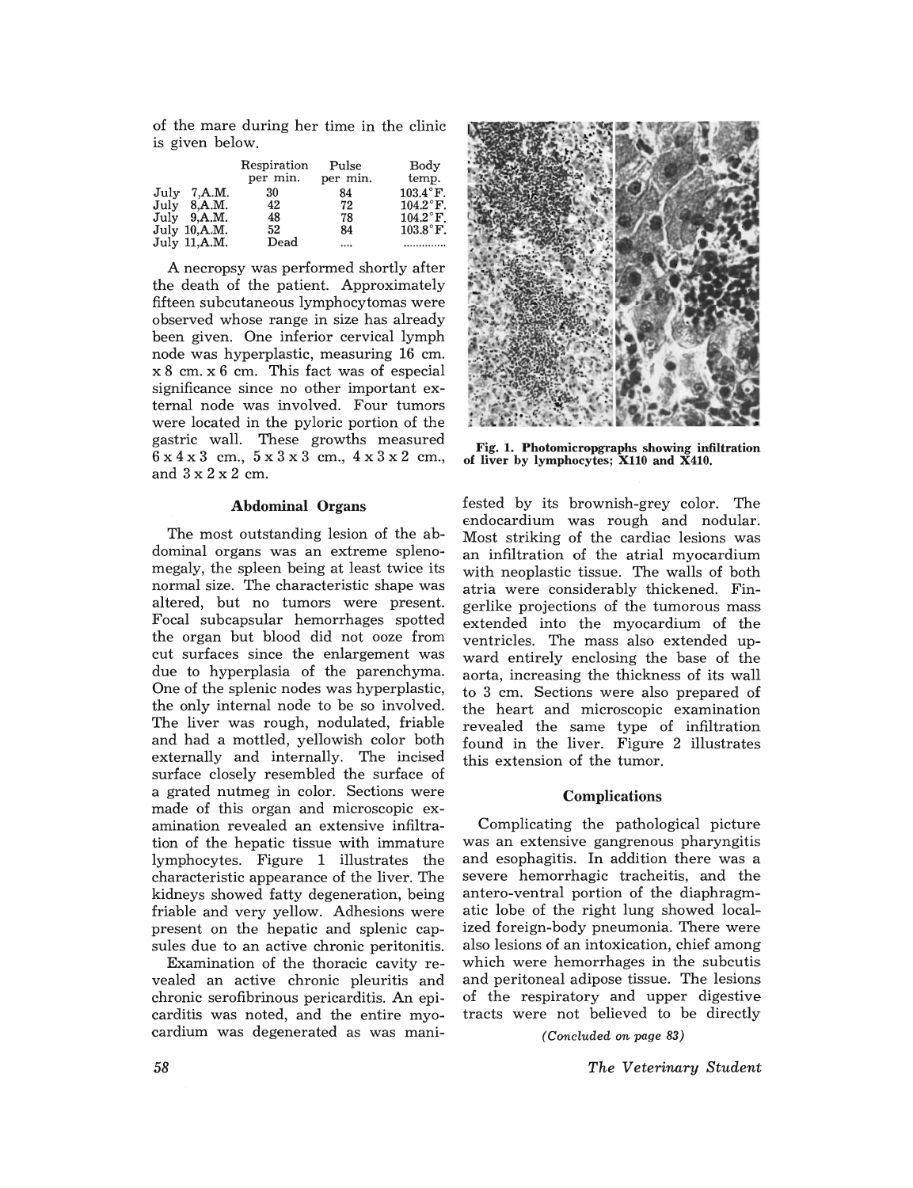of the mare during her time in the clinic is given below.

| | Respiration per min. | Pulse per min. | Body temp. |
|---|---|---|---|
| July 7,A.M. | 30 | 84 | 103.4°F. |
| July 8,A.M. | 42 | 72 | 104.2°F. |
| July 9,A.M. | 48 | 78 | 104.2°F. |
| July 10,A.M. | 52 | 84 | 103.8°F. |
| July 11,A.M. | Dead | .... | ............. |

A necropsy was performed shortly after the death of the patient. Approximately fifteen subcutaneous lymphocytomas were observed whose range in size has already been given. One inferior cervical lymph node was hyperplastic, measuring 16 cm. x 8 cm. x 6 cm. This fact was of especial significance since no other important external node was involved. Four tumors were located in the pyloric portion of the gastric wall. These growths measured 6 x 4 x 3 cm., 5 x 3 x 3 cm., 4 x 3 x 2 cm., and 3 x 2 x 2 cm.

### Abdominal Organs

The most outstanding lesion of the abdominal organs was an extreme splenomegaly, the spleen being at least twice its normal size. The characteristic shape was altered, but no tumors were present. Focal subcapsular hemorrhages spotted the organ but blood did not ooze from cut surfaces since the enlargement was due to hyperplasia of the parenchyma. One of the splenic nodes was hyperplastic, the only internal node to be so involved. The liver was rough, nodulated, friable and had a mottled, yellowish color both externally and internally. The incised surface closely resembled the surface of a grated nutmeg in color. Sections were made of this organ and microscopic examination revealed an extensive infiltration of the hepatic tissue with immature lymphocytes. Figure 1 illustrates the characteristic appearance of the liver. The kidneys showed fatty degeneration, being friable and very yellow. Adhesions were present on the hepatic and splenic capsules due to an active chronic peritonitis.

**Fig. 1. Photomicropgraphs showing infiltration of liver by lymphocytes; X110 and X410.**

Examination of the thoracic cavity revealed an active chronic pleuritis and chronic serofibrinous pericarditis. An epicarditis was noted, and the entire myocardium was degenerated as was manifested by its brownish-grey color. The endocardium was rough and nodular. Most striking of the cardiac lesions was an infiltration of the atrial myocardium with neoplastic tissue. The walls of both atria were considerably thickened. Fingerlike projections of the tumorous mass extended into the myocardium of the ventricles. The mass also extended upward entirely enclosing the base of the aorta, increasing the thickness of its wall to 3 cm. Sections were also prepared of the heart and microscopic examination revealed the same type of infiltration found in the liver. Figure 2 illustrates this extension of the tumor.

### Complications

Complicating the pathological picture was an extensive gangrenous pharyngitis and esophagitis. In addition there was a severe hemorrhagic tracheitis, and the antero-ventral portion of the diaphragmatic lobe of the right lung showed localized foreign-body pneumonia. There were also lesions of an intoxication, chief among which were hemorrhages in the subcutis and peritoneal adipose tissue. The lesions of the respiratory and upper digestive tracts were not believed to be directly

*(Concluded on page 83)*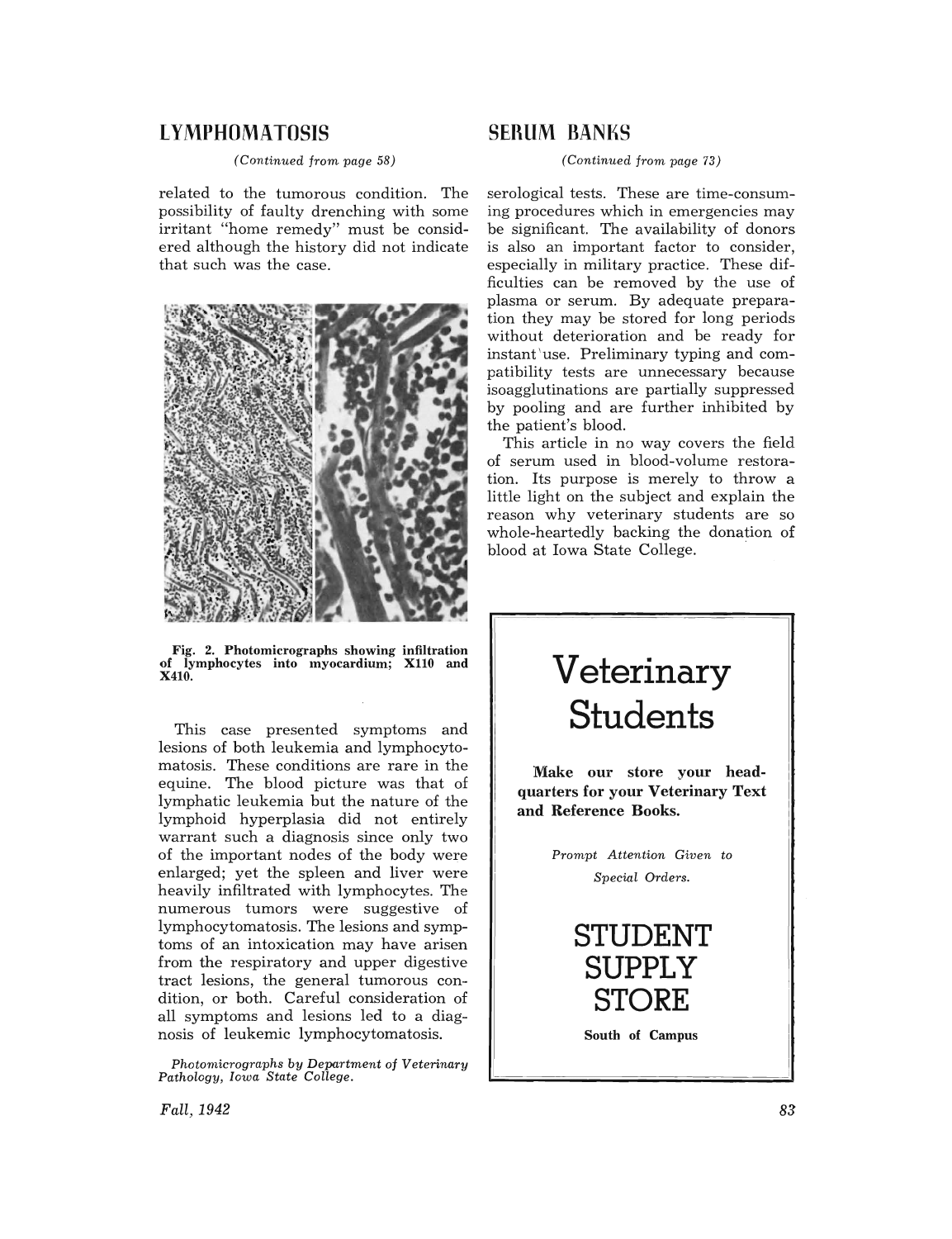## LYMPHOMATOSIS

*(Continued from page 58)*

related to the tumorous condition. The possibility of faulty drenching with some irritant "home remedy" must be considered although the history did not indicate that such was the case.

**Fig. 2. Photomicrographs showing infiltration of lymphocytes into myocardium; X110 and X410.**

This case presented symptoms and lesions of both leukemia and lymphocytomatosis. These conditions are rare in the equine. The blood picture was that of lymphatic leukemia but the nature of the lymphoid hyperplasia did not entirely warrant such a diagnosis since only two of the important nodes of the body were enlarged; yet the spleen and liver were heavily infiltrated with lymphocytes. The numerous tumors were suggestive of lymphocytomatosis. The lesions and symptoms of an intoxication may have arisen from the respiratory and upper digestive tract lesions, the general tumorous condition, or both. Careful consideration of all symptoms and lesions led to a diagnosis of leukemic lymphocytomatosis.

*Photomicrographs by Department of Veterinary Pathology, Iowa State College.*

## SERUM BANKS

*(Continued from page 73)*

serological tests. These are time-consuming procedures which in emergencies may be significant. The availability of donors is also an important factor to consider, especially in military practice. These difficulties can be removed by the use of plasma or serum. By adequate preparation they may be stored for long periods without deterioration and be ready for instant use. Preliminary typing and compatibility tests are unnecessary because isoagglutinations are partially suppressed by pooling and are further inhibited by the patient's blood.

This article in no way covers the field of serum used in blood-volume restoration. Its purpose is merely to throw a little light on the subject and explain the reason why veterinary students are so whole-heartedly backing the donation of blood at Iowa State College.

# Veterinary Students

**Make our store your headquarters for your Veterinary Text and Reference Books.**

*Prompt Attention Given to Special Orders.*

# STUDENT SUPPLY STORE

**South of Campus**